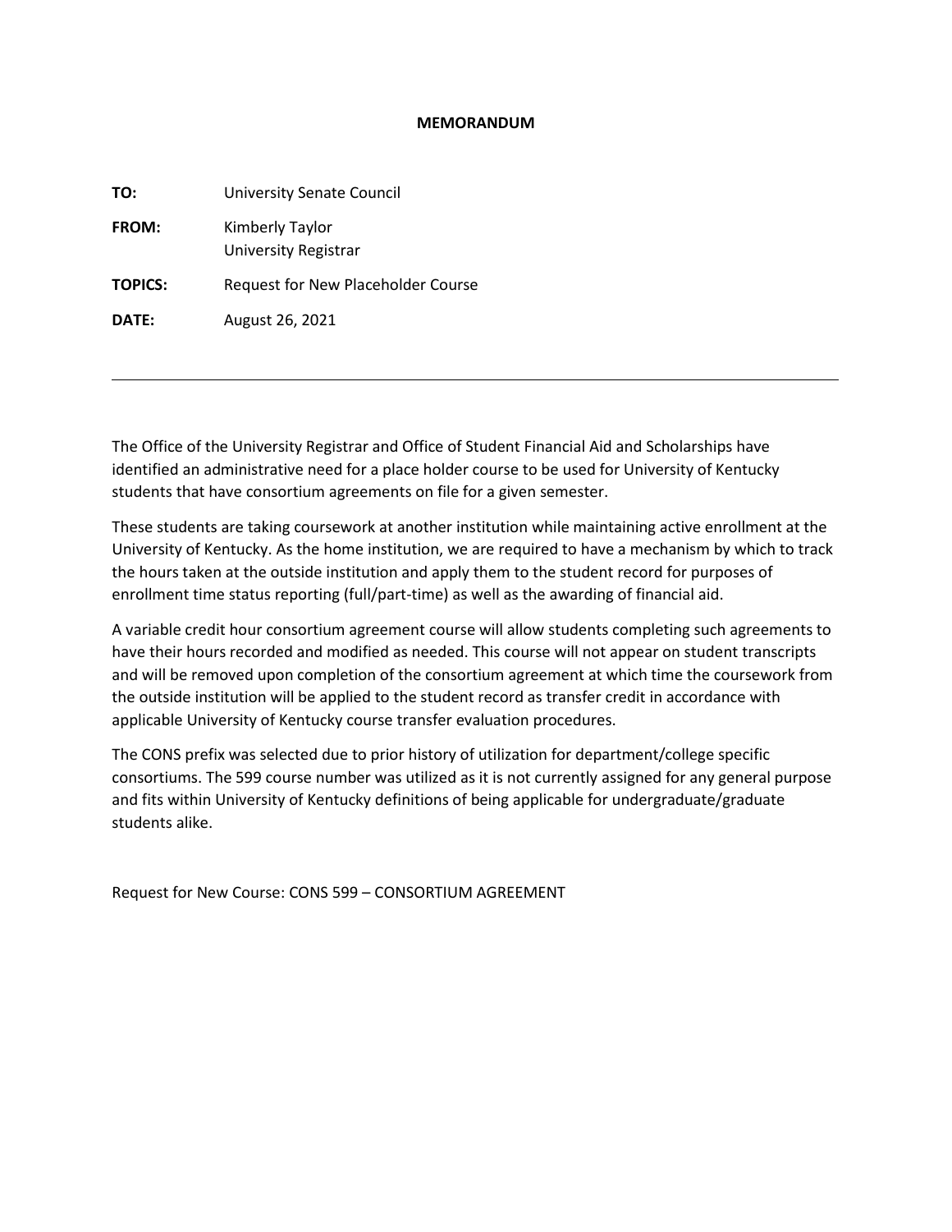# MEMORANDUM

**TO:** University Senate Council

**FROM:** Kimberly Taylor
University Registrar

**TOPICS:** Request for New Placeholder Course

**DATE:** August 26, 2021

---

The Office of the University Registrar and Office of Student Financial Aid and Scholarships have identified an administrative need for a place holder course to be used for University of Kentucky students that have consortium agreements on file for a given semester.

These students are taking coursework at another institution while maintaining active enrollment at the University of Kentucky. As the home institution, we are required to have a mechanism by which to track the hours taken at the outside institution and apply them to the student record for purposes of enrollment time status reporting (full/part-time) as well as the awarding of financial aid.

A variable credit hour consortium agreement course will allow students completing such agreements to have their hours recorded and modified as needed. This course will not appear on student transcripts and will be removed upon completion of the consortium agreement at which time the coursework from the outside institution will be applied to the student record as transfer credit in accordance with applicable University of Kentucky course transfer evaluation procedures.

The CONS prefix was selected due to prior history of utilization for department/college specific consortiums. The 599 course number was utilized as it is not currently assigned for any general purpose and fits within University of Kentucky definitions of being applicable for undergraduate/graduate students alike.

Request for New Course: CONS 599 – CONSORTIUM AGREEMENT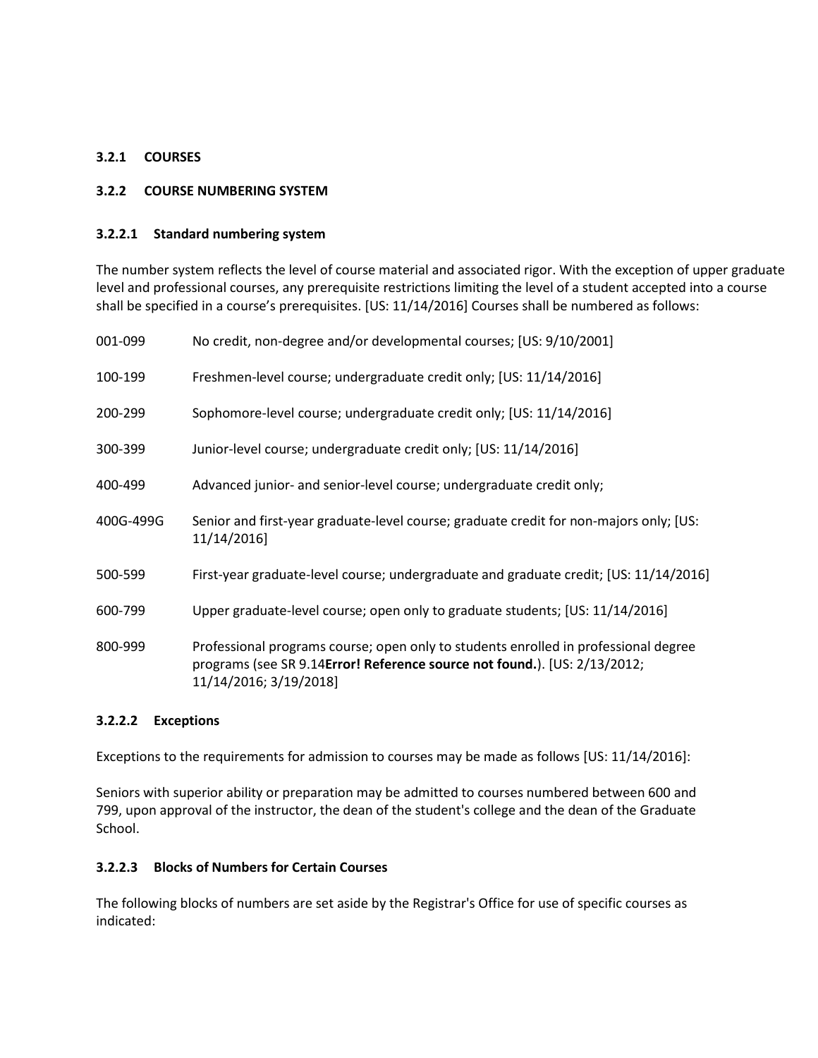### 3.2.1 COURSES

### 3.2.2 COURSE NUMBERING SYSTEM

#### 3.2.2.1 Standard numbering system

The number system reflects the level of course material and associated rigor. With the exception of upper graduate level and professional courses, any prerequisite restrictions limiting the level of a student accepted into a course shall be specified in a course's prerequisites. [US: 11/14/2016] Courses shall be numbered as follows:

| | |
|---|---|
| 001-099 | No credit, non-degree and/or developmental courses; [US: 9/10/2001] |
| 100-199 | Freshmen-level course; undergraduate credit only; [US: 11/14/2016] |
| 200-299 | Sophomore-level course; undergraduate credit only; [US: 11/14/2016] |
| 300-399 | Junior-level course; undergraduate credit only; [US: 11/14/2016] |
| 400-499 | Advanced junior- and senior-level course; undergraduate credit only; |
| 400G-499G | Senior and first-year graduate-level course; graduate credit for non-majors only; [US: 11/14/2016] |
| 500-599 | First-year graduate-level course; undergraduate and graduate credit; [US: 11/14/2016] |
| 600-799 | Upper graduate-level course; open only to graduate students; [US: 11/14/2016] |
| 800-999 | Professional programs course; open only to students enrolled in professional degree programs (see SR 9.14**Error! Reference source not found.**). [US: 2/13/2012; 11/14/2016; 3/19/2018] |

#### 3.2.2.2 Exceptions

Exceptions to the requirements for admission to courses may be made as follows [US: 11/14/2016]:

Seniors with superior ability or preparation may be admitted to courses numbered between 600 and 799, upon approval of the instructor, the dean of the student's college and the dean of the Graduate School.

#### 3.2.2.3 Blocks of Numbers for Certain Courses

The following blocks of numbers are set aside by the Registrar's Office for use of specific courses as indicated: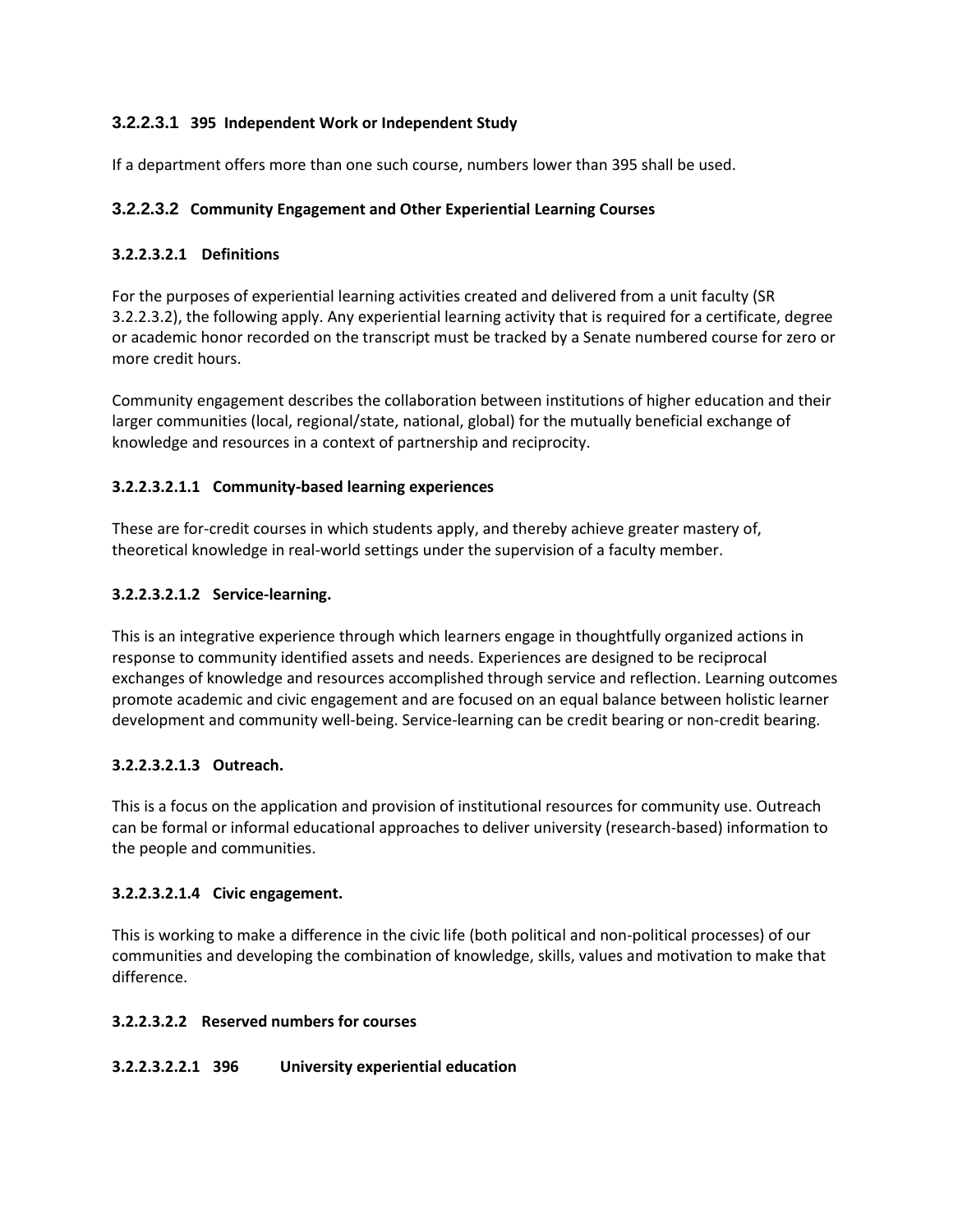### 3.2.2.3.1 395 Independent Work or Independent Study

If a department offers more than one such course, numbers lower than 395 shall be used.

### 3.2.2.3.2 Community Engagement and Other Experiential Learning Courses

#### 3.2.2.3.2.1 Definitions

For the purposes of experiential learning activities created and delivered from a unit faculty (SR 3.2.2.3.2), the following apply. Any experiential learning activity that is required for a certificate, degree or academic honor recorded on the transcript must be tracked by a Senate numbered course for zero or more credit hours.

Community engagement describes the collaboration between institutions of higher education and their larger communities (local, regional/state, national, global) for the mutually beneficial exchange of knowledge and resources in a context of partnership and reciprocity.

##### 3.2.2.3.2.1.1 Community-based learning experiences

These are for-credit courses in which students apply, and thereby achieve greater mastery of, theoretical knowledge in real-world settings under the supervision of a faculty member.

##### 3.2.2.3.2.1.2 Service-learning.

This is an integrative experience through which learners engage in thoughtfully organized actions in response to community identified assets and needs. Experiences are designed to be reciprocal exchanges of knowledge and resources accomplished through service and reflection. Learning outcomes promote academic and civic engagement and are focused on an equal balance between holistic learner development and community well-being. Service-learning can be credit bearing or non-credit bearing.

##### 3.2.2.3.2.1.3 Outreach.

This is a focus on the application and provision of institutional resources for community use. Outreach can be formal or informal educational approaches to deliver university (research-based) information to the people and communities.

##### 3.2.2.3.2.1.4 Civic engagement.

This is working to make a difference in the civic life (both political and non-political processes) of our communities and developing the combination of knowledge, skills, values and motivation to make that difference.

#### 3.2.2.3.2.2 Reserved numbers for courses

##### 3.2.2.3.2.2.1 396 University experiential education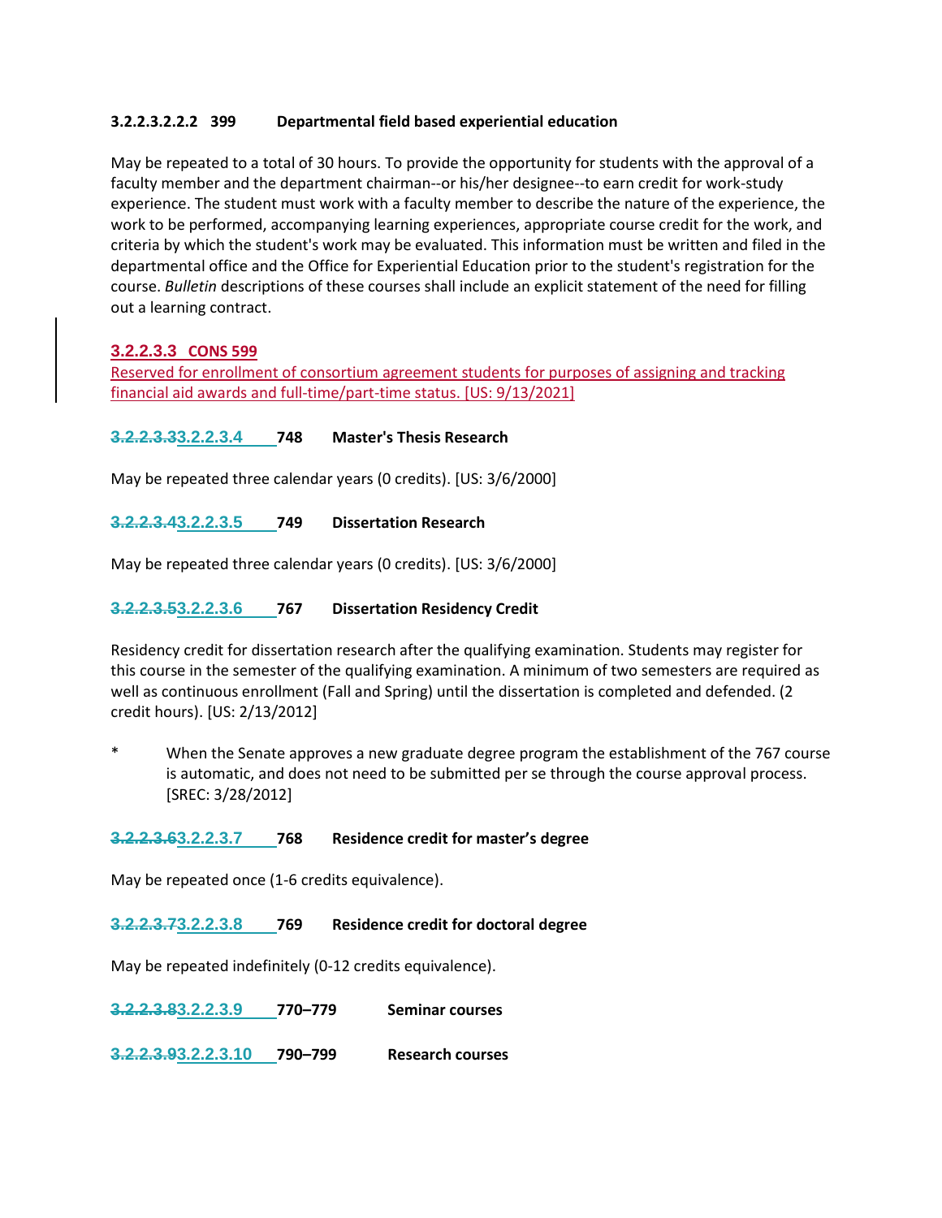**3.2.2.3.2.2.2 399 Departmental field based experiential education**

May be repeated to a total of 30 hours. To provide the opportunity for students with the approval of a faculty member and the department chairman--or his/her designee--to earn credit for work-study experience. The student must work with a faculty member to describe the nature of the experience, the work to be performed, accompanying learning experiences, appropriate course credit for the work, and criteria by which the student's work may be evaluated. This information must be written and filed in the departmental office and the Office for Experiential Education prior to the student's registration for the course. *Bulletin* descriptions of these courses shall include an explicit statement of the need for filling out a learning contract.

**3.2.2.3.3 CONS 599**

Reserved for enrollment of consortium agreement students for purposes of assigning and tracking financial aid awards and full-time/part-time status. [US: 9/13/2021]

**~~3.2.2.3.3~~3.2.2.3.4 748 Master's Thesis Research**

May be repeated three calendar years (0 credits). [US: 3/6/2000]

**~~3.2.2.3.4~~3.2.2.3.5 749 Dissertation Research**

May be repeated three calendar years (0 credits). [US: 3/6/2000]

**~~3.2.2.3.5~~3.2.2.3.6 767 Dissertation Residency Credit**

Residency credit for dissertation research after the qualifying examination. Students may register for this course in the semester of the qualifying examination. A minimum of two semesters are required as well as continuous enrollment (Fall and Spring) until the dissertation is completed and defended. (2 credit hours). [US: 2/13/2012]

\* When the Senate approves a new graduate degree program the establishment of the 767 course is automatic, and does not need to be submitted per se through the course approval process. [SREC: 3/28/2012]

**~~3.2.2.3.6~~3.2.2.3.7 768 Residence credit for master's degree**

May be repeated once (1-6 credits equivalence).

**~~3.2.2.3.7~~3.2.2.3.8 769 Residence credit for doctoral degree**

May be repeated indefinitely (0-12 credits equivalence).

**~~3.2.2.3.8~~3.2.2.3.9 770–779 Seminar courses**

**~~3.2.2.3.9~~3.2.2.3.10 790–799 Research courses**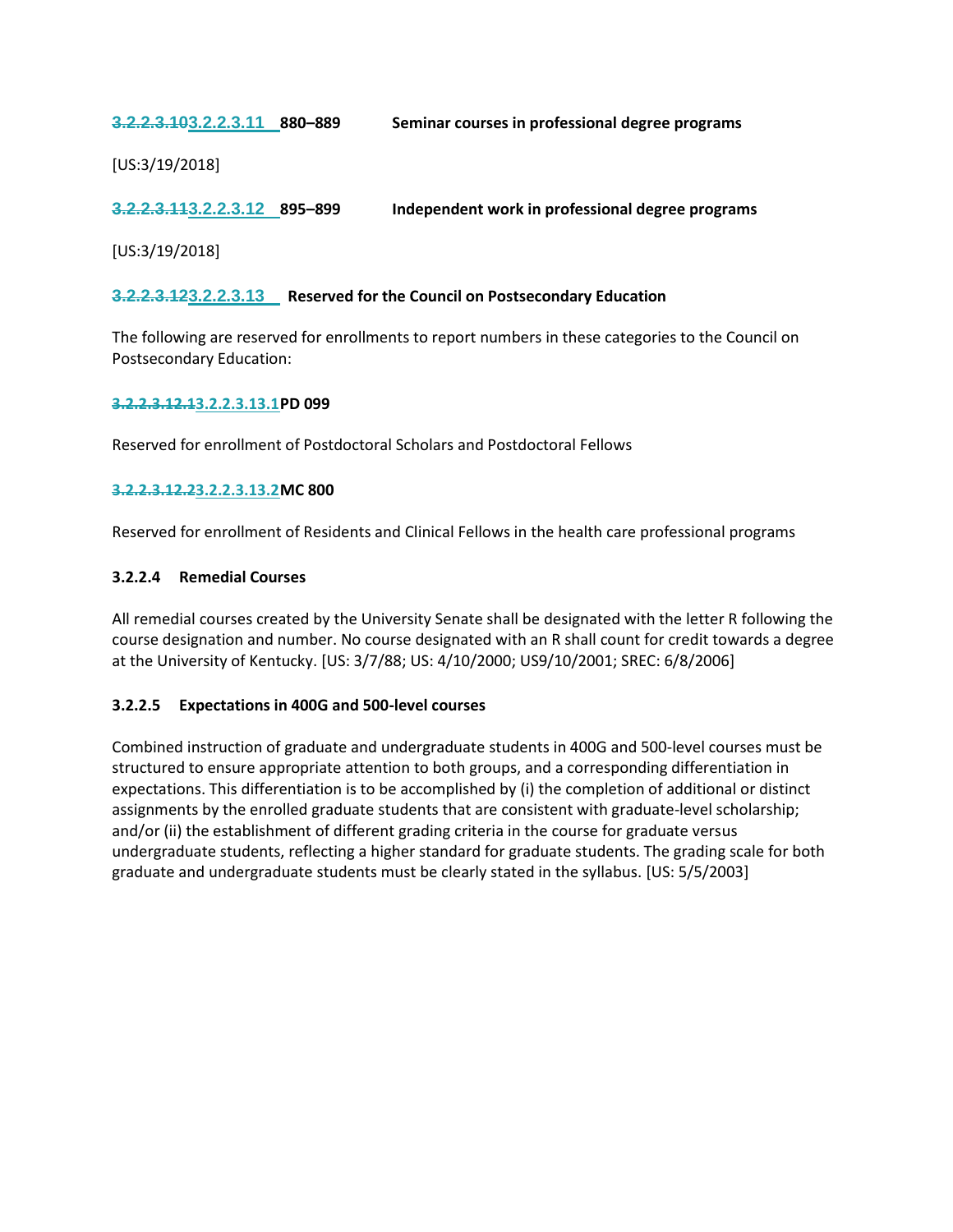**~~3.2.2.3.10~~3.2.2.3.11 880–889 Seminar courses in professional degree programs**

[US:3/19/2018]

**~~3.2.2.3.11~~3.2.2.3.12 895–899 Independent work in professional degree programs**

[US:3/19/2018]

**~~3.2.2.3.12~~3.2.2.3.13 Reserved for the Council on Postsecondary Education**

The following are reserved for enrollments to report numbers in these categories to the Council on Postsecondary Education:

**~~3.2.2.3.12.1~~3.2.2.3.13.1 PD 099**

Reserved for enrollment of Postdoctoral Scholars and Postdoctoral Fellows

**~~3.2.2.3.12.2~~3.2.2.3.13.2 MC 800**

Reserved for enrollment of Residents and Clinical Fellows in the health care professional programs

**3.2.2.4 Remedial Courses**

All remedial courses created by the University Senate shall be designated with the letter R following the course designation and number. No course designated with an R shall count for credit towards a degree at the University of Kentucky. [US: 3/7/88; US: 4/10/2000; US9/10/2001; SREC: 6/8/2006]

**3.2.2.5 Expectations in 400G and 500-level courses**

Combined instruction of graduate and undergraduate students in 400G and 500-level courses must be structured to ensure appropriate attention to both groups, and a corresponding differentiation in expectations. This differentiation is to be accomplished by (i) the completion of additional or distinct assignments by the enrolled graduate students that are consistent with graduate-level scholarship; and/or (ii) the establishment of different grading criteria in the course for graduate versus undergraduate students, reflecting a higher standard for graduate students. The grading scale for both graduate and undergraduate students must be clearly stated in the syllabus. [US: 5/5/2003]